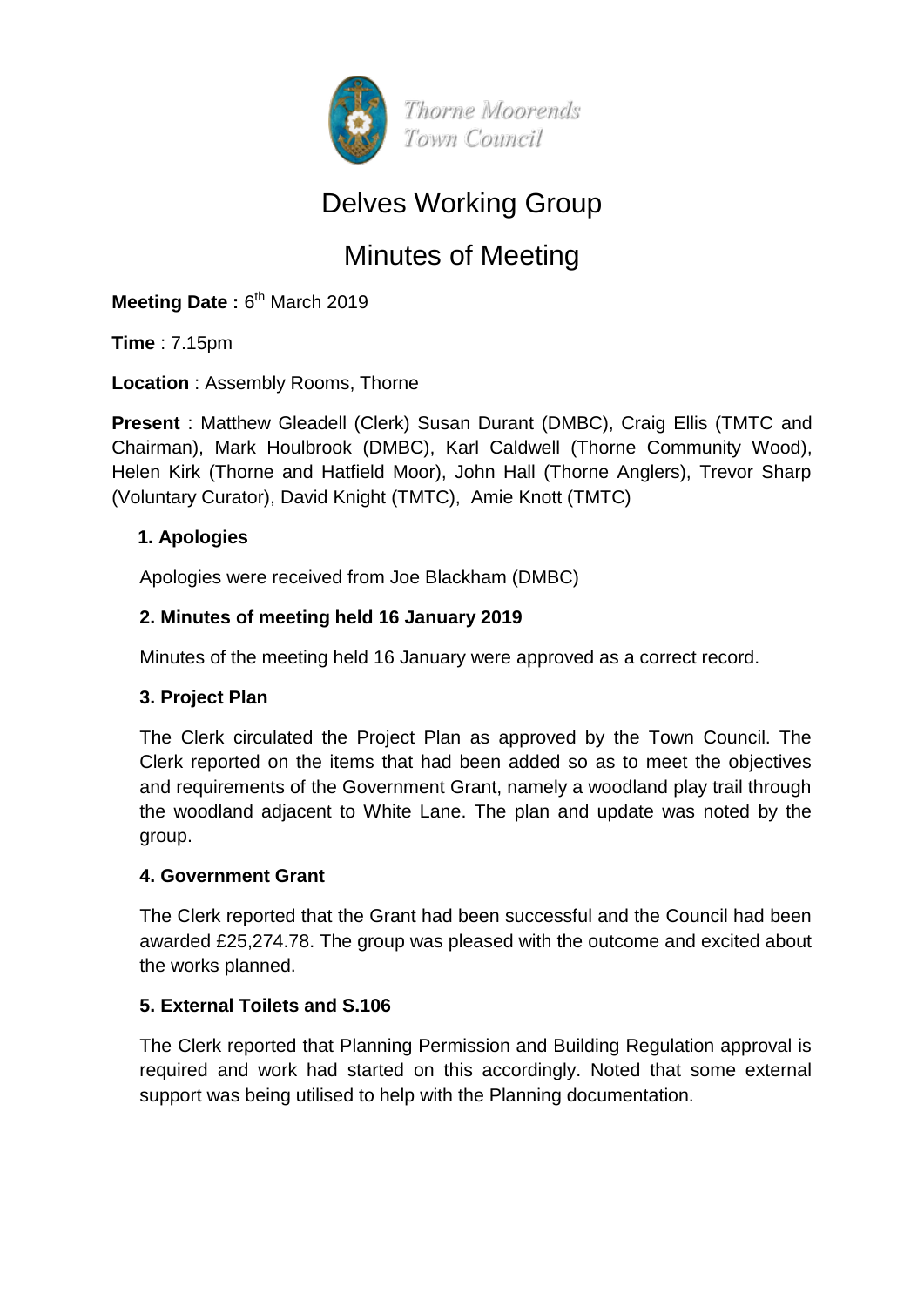Thorne Moorends
Town Council

# Delves Working Group

# Minutes of Meeting

**Meeting Date :** 6th March 2019

**Time** : 7.15pm

**Location** : Assembly Rooms, Thorne

**Present** : Matthew Gleadell (Clerk) Susan Durant (DMBC), Craig Ellis (TMTC and Chairman), Mark Houlbrook (DMBC), Karl Caldwell (Thorne Community Wood), Helen Kirk (Thorne and Hatfield Moor), John Hall (Thorne Anglers), Trevor Sharp (Voluntary Curator), David Knight (TMTC), Amie Knott (TMTC)

### 1. Apologies

Apologies were received from Joe Blackham (DMBC)

### 2. Minutes of meeting held 16 January 2019

Minutes of the meeting held 16 January were approved as a correct record.

### 3. Project Plan

The Clerk circulated the Project Plan as approved by the Town Council. The Clerk reported on the items that had been added so as to meet the objectives and requirements of the Government Grant, namely a woodland play trail through the woodland adjacent to White Lane. The plan and update was noted by the group.

### 4. Government Grant

The Clerk reported that the Grant had been successful and the Council had been awarded £25,274.78. The group was pleased with the outcome and excited about the works planned.

### 5. External Toilets and S.106

The Clerk reported that Planning Permission and Building Regulation approval is required and work had started on this accordingly. Noted that some external support was being utilised to help with the Planning documentation.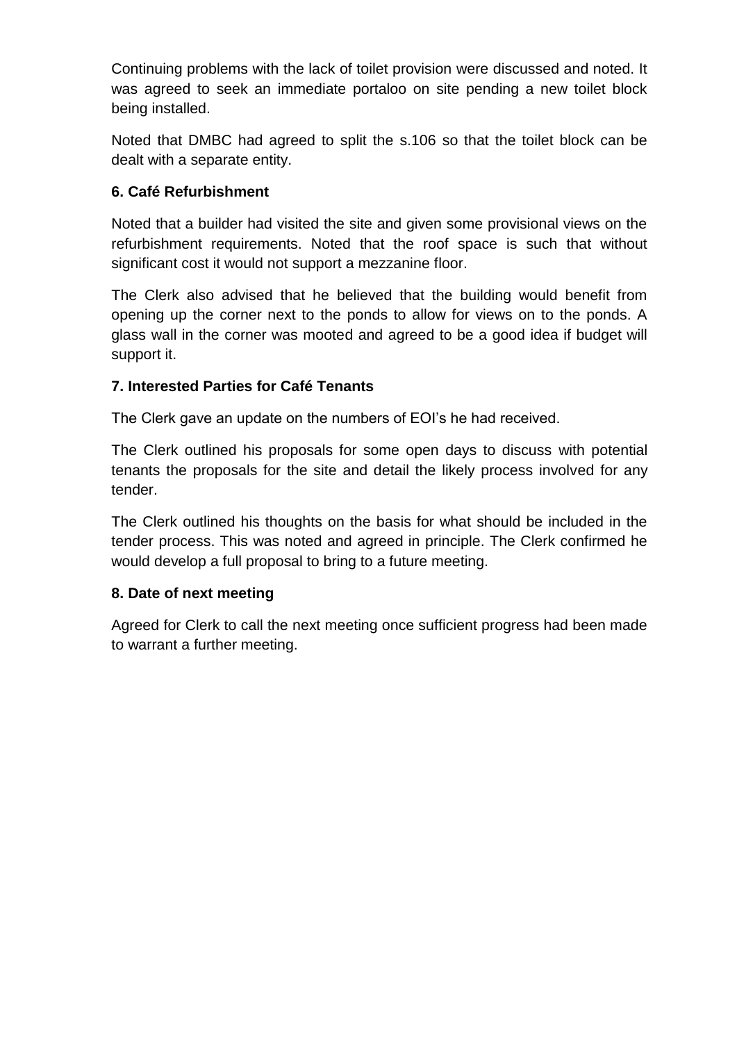Continuing problems with the lack of toilet provision were discussed and noted. It was agreed to seek an immediate portaloo on site pending a new toilet block being installed.

Noted that DMBC had agreed to split the s.106 so that the toilet block can be dealt with a separate entity.

### 6. Café Refurbishment

Noted that a builder had visited the site and given some provisional views on the refurbishment requirements. Noted that the roof space is such that without significant cost it would not support a mezzanine floor.

The Clerk also advised that he believed that the building would benefit from opening up the corner next to the ponds to allow for views on to the ponds. A glass wall in the corner was mooted and agreed to be a good idea if budget will support it.

### 7. Interested Parties for Café Tenants

The Clerk gave an update on the numbers of EOI's he had received.

The Clerk outlined his proposals for some open days to discuss with potential tenants the proposals for the site and detail the likely process involved for any tender.

The Clerk outlined his thoughts on the basis for what should be included in the tender process. This was noted and agreed in principle. The Clerk confirmed he would develop a full proposal to bring to a future meeting.

### 8. Date of next meeting

Agreed for Clerk to call the next meeting once sufficient progress had been made to warrant a further meeting.